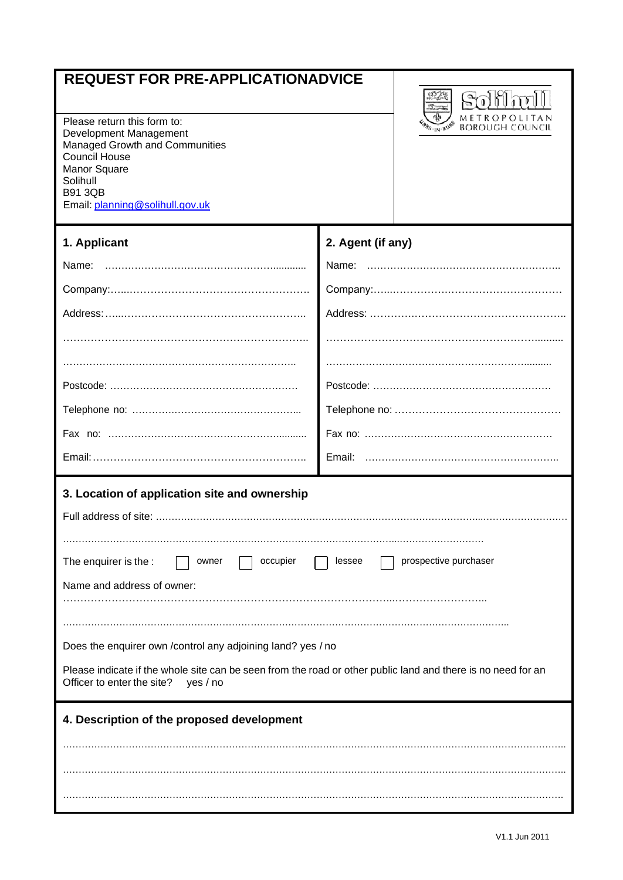# REQUEST FOR PRE-APPLICATIONADVICE

Please return this form to:
Development Management
Managed Growth and Communities
Council House
Manor Square
Solihull
B91 3QB
Email: planning@solihull.gov.uk

Solihull Metropolitan Borough Council

| **1. Applicant** | **2. Agent (if any)** |
|---|---|
| Name: ………………………………………………….......... | Name: ……………………………………………………. |
| Company:…...……………………………………………. | Company:…...…………………………………………… |
| Address:…...…………………………………………….. | Address: ……….……………………………………….. |
| …………………………………………………………….. | ……………………………………………………......... |
| …………………………………………………………….. | ……………………………………………………......... |
| Postcode: ………………………………………………… | Postcode: ……………………………………………… |
| Telephone no: ………….……………………………... | Telephone no: ………………………………………… |
| Fax no: ………………………………………………......... | Fax no: ………………………………………………… |
| Email:…………………………………………………….. | Email: ………………………………………………….. |

## 3. Location of application site and ownership

Full address of site: ……………………………………………………………………………………………………………

…………………………………………………………………………………………………………………

The enquirer is the : ☐ owner ☐ occupier ☐ lessee ☐ prospective purchaser

Name and address of owner:
……………………………………………………………………………………………………………..

……………………………………………………………………………………………………………………

Does the enquirer own /control any adjoining land? yes / no

Please indicate if the whole site can be seen from the road or other public land and there is no need for an Officer to enter the site? yes / no

## 4. Description of the proposed development

……………………………………………………………………………………………………………………………

……………………………………………………………………………………………………………………………

……………………………………………………………………………………………………………………………

V1.1 Jun 2011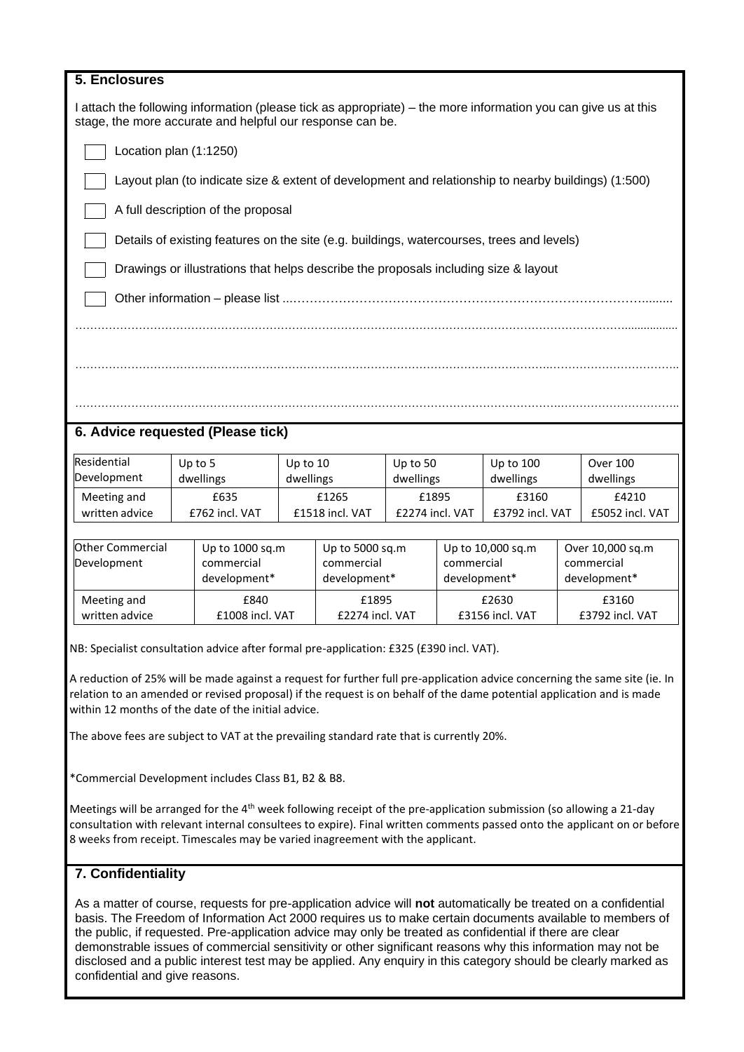## 5. Enclosures

I attach the following information (please tick as appropriate) – the more information you can give us at this stage, the more accurate and helpful our response can be.

- [ ] Location plan (1:1250)
- [ ] Layout plan (to indicate size & extent of development and relationship to nearby buildings) (1:500)
- [ ] A full description of the proposal
- [ ] Details of existing features on the site (e.g. buildings, watercourses, trees and levels)
- [ ] Drawings or illustrations that helps describe the proposals including size & layout
- [ ] Other information – please list ..………………………………………………………………………………

…………………………………………………………………………………………………………………………………

…………………………………………………………………………………………………………………………………

…………………………………………………………………………………………………………………………………

## 6. Advice requested (Please tick)

| Residential Development | Up to 5 dwellings | Up to 10 dwellings | Up to 50 dwellings | Up to 100 dwellings | Over 100 dwellings |
|---|---|---|---|---|---|
| Meeting and written advice | £635 £762 incl. VAT | £1265 £1518 incl. VAT | £1895 £2274 incl. VAT | £3160 £3792 incl. VAT | £4210 £5052 incl. VAT |

| Other Commercial Development | Up to 1000 sq.m commercial development* | Up to 5000 sq.m commercial development* | Up to 10,000 sq.m commercial development* | Over 10,000 sq.m commercial development* |
|---|---|---|---|---|
| Meeting and written advice | £840 £1008 incl. VAT | £1895 £2274 incl. VAT | £2630 £3156 incl. VAT | £3160 £3792 incl. VAT |

NB: Specialist consultation advice after formal pre-application: £325 (£390 incl. VAT).

A reduction of 25% will be made against a request for further full pre-application advice concerning the same site (ie. In relation to an amended or revised proposal) if the request is on behalf of the dame potential application and is made within 12 months of the date of the initial advice.

The above fees are subject to VAT at the prevailing standard rate that is currently 20%.

*Commercial Development includes Class B1, B2 & B8.

Meetings will be arranged for the 4th week following receipt of the pre-application submission (so allowing a 21-day consultation with relevant internal consultees to expire). Final written comments passed onto the applicant on or before 8 weeks from receipt. Timescales may be varied inagreement with the applicant.

## 7. Confidentiality

As a matter of course, requests for pre-application advice will **not** automatically be treated on a confidential basis. The Freedom of Information Act 2000 requires us to make certain documents available to members of the public, if requested. Pre-application advice may only be treated as confidential if there are clear demonstrable issues of commercial sensitivity or other significant reasons why this information may not be disclosed and a public interest test may be applied. Any enquiry in this category should be clearly marked as confidential and give reasons.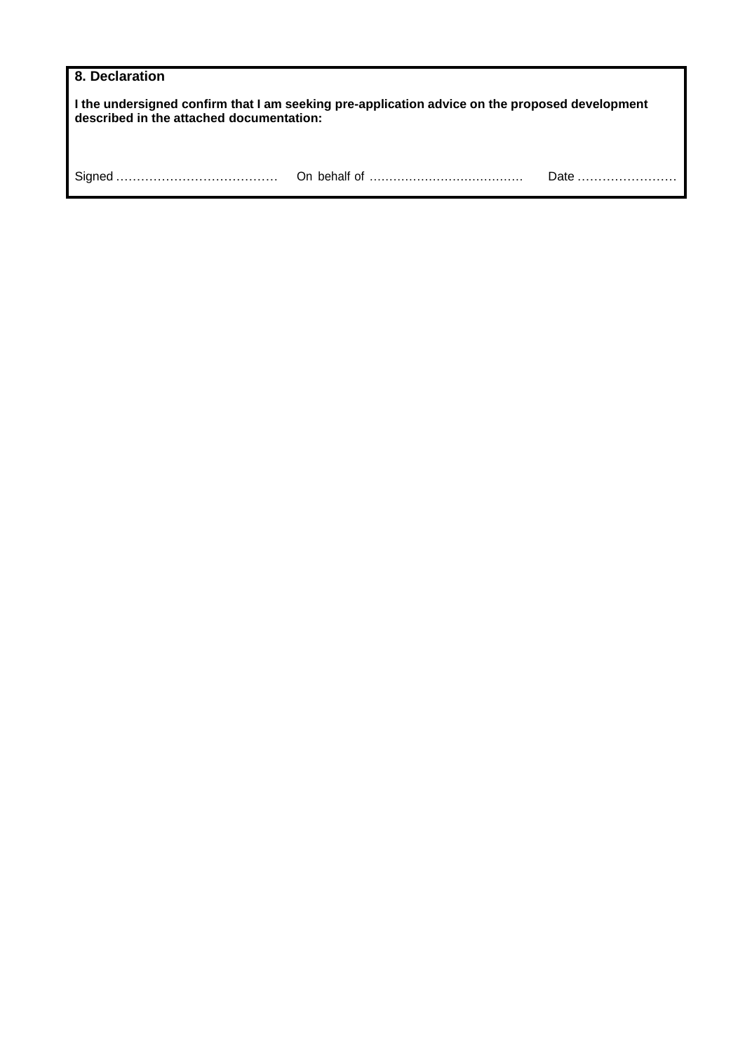## 8. Declaration

**I the undersigned confirm that I am seeking pre-application advice on the proposed development described in the attached documentation:**

Signed ………………………………… On behalf of ………………………………… Date ……………………